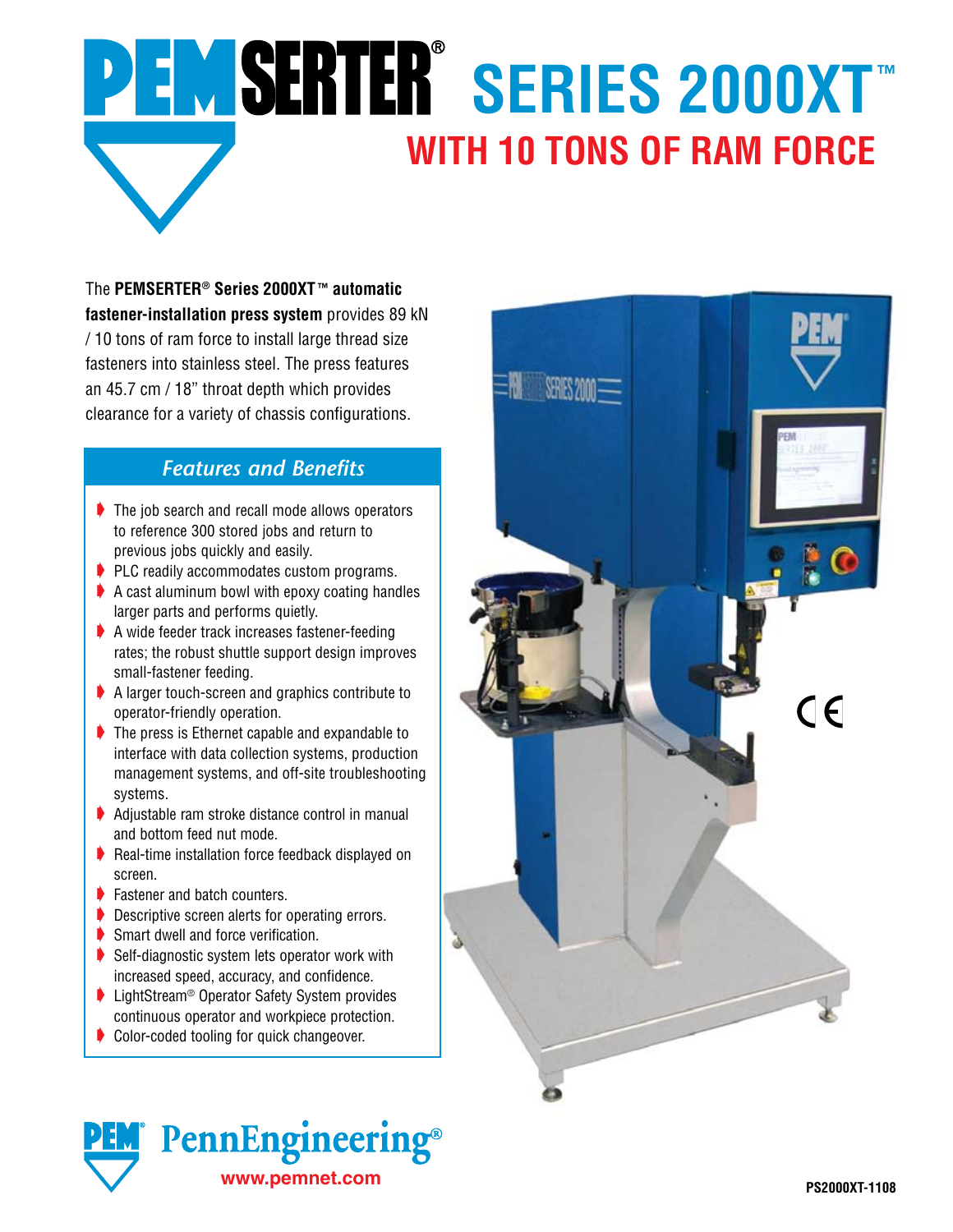# PEMSERTER® SERIES 2000XT™

## WITH 10 TONS OF RAM FORCE

The **PEMSERTER® Series 2000XT™ automatic fastener-installation press system** provides 89 kN / 10 tons of ram force to install large thread size fasteners into stainless steel. The press features an 45.7 cm / 18" throat depth which provides clearance for a variety of chassis configurations.

### *Features and Benefits*

- The job search and recall mode allows operators to reference 300 stored jobs and return to previous jobs quickly and easily.
- PLC readily accommodates custom programs.
- A cast aluminum bowl with epoxy coating handles larger parts and performs quietly.
- A wide feeder track increases fastener-feeding rates; the robust shuttle support design improves small-fastener feeding.
- A larger touch-screen and graphics contribute to operator-friendly operation.
- The press is Ethernet capable and expandable to interface with data collection systems, production management systems, and off-site troubleshooting systems.
- Adjustable ram stroke distance control in manual and bottom feed nut mode.
- Real-time installation force feedback displayed on screen.
- Fastener and batch counters.
- Descriptive screen alerts for operating errors.
- Smart dwell and force verification.
- Self-diagnostic system lets operator work with increased speed, accuracy, and confidence.
- LightStream® Operator Safety System provides continuous operator and workpiece protection.
- Color-coded tooling for quick changeover.

PEM® PennEngineering®
www.pemnet.com

PS2000XT-1108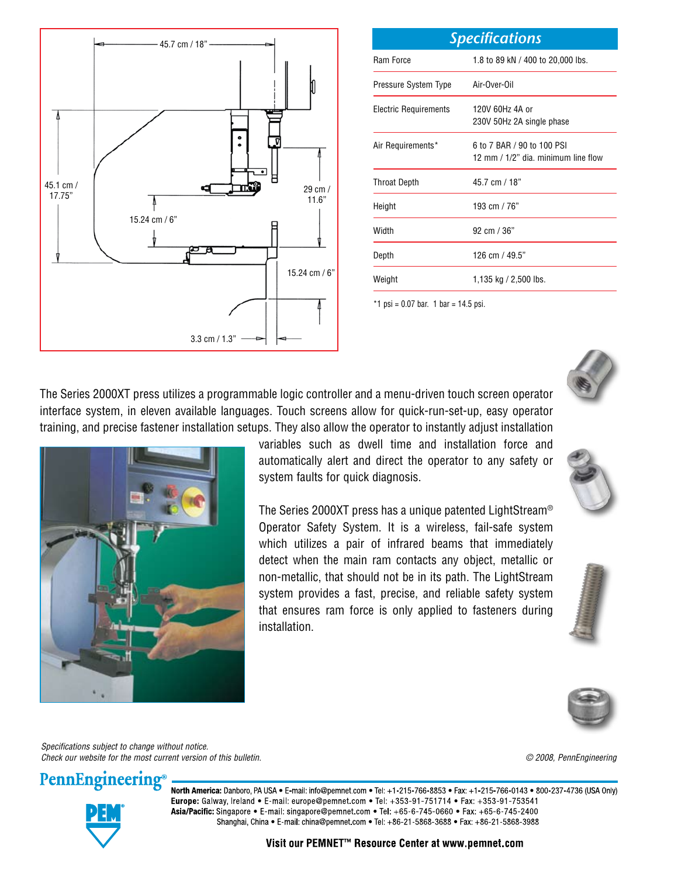45.7 cm / 18"

45.1 cm / 17.75"

15.24 cm / 6"

29 cm / 11.6"

15.24 cm / 6"

3.3 cm / 1.3"

## Specifications

| | |
|---|---|
| Ram Force | 1.8 to 89 kN / 400 to 20,000 lbs. |
| Pressure System Type | Air-Over-Oil |
| Electric Requirements | 120V 60Hz 4A or 230V 50Hz 2A single phase |
| Air Requirements* | 6 to 7 BAR / 90 to 100 PSI 12 mm / 1/2" dia. minimum line flow |
| Throat Depth | 45.7 cm / 18" |
| Height | 193 cm / 76" |
| Width | 92 cm / 36" |
| Depth | 126 cm / 49.5" |
| Weight | 1,135 kg / 2,500 lbs. |

*1 psi = 0.07 bar. 1 bar = 14.5 psi.

The Series 2000XT press utilizes a programmable logic controller and a menu-driven touch screen operator interface system, in eleven available languages. Touch screens allow for quick-run-set-up, easy operator training, and precise fastener installation setups. They also allow the operator to instantly adjust installation variables such as dwell time and installation force and automatically alert and direct the operator to any safety or system faults for quick diagnosis.

The Series 2000XT press has a unique patented LightStream® Operator Safety System. It is a wireless, fail-safe system which utilizes a pair of infrared beams that immediately detect when the main ram contacts any object, metallic or non-metallic, that should not be in its path. The LightStream system provides a fast, precise, and reliable safety system that ensures ram force is only applied to fasteners during installation.

*Specifications subject to change without notice.*
*Check our website for the most current version of this bulletin.*

*© 2008, PennEngineering*

PennEngineering®

PEM®

**North America:** Danboro, PA USA • E-mail: info@pemnet.com • Tel: +1-215-766-8853 • Fax: +1-215-766-0143 • 800-237-4736 (USA Only)
**Europe:** Galway, Ireland • E-mail: europe@pemnet.com • Tel: +353-91-751714 • Fax: +353-91-753541
**Asia/Pacific:** Singapore • E-mail: singapore@pemnet.com • Tel: +65-6-745-0660 • Fax: +65-6-745-2400
Shanghai, China • E-mail: china@pemnet.com • Tel: +86-21-5868-3688 • Fax: +86-21-5868-3988

**Visit our PEMNET™ Resource Center at www.pemnet.com**